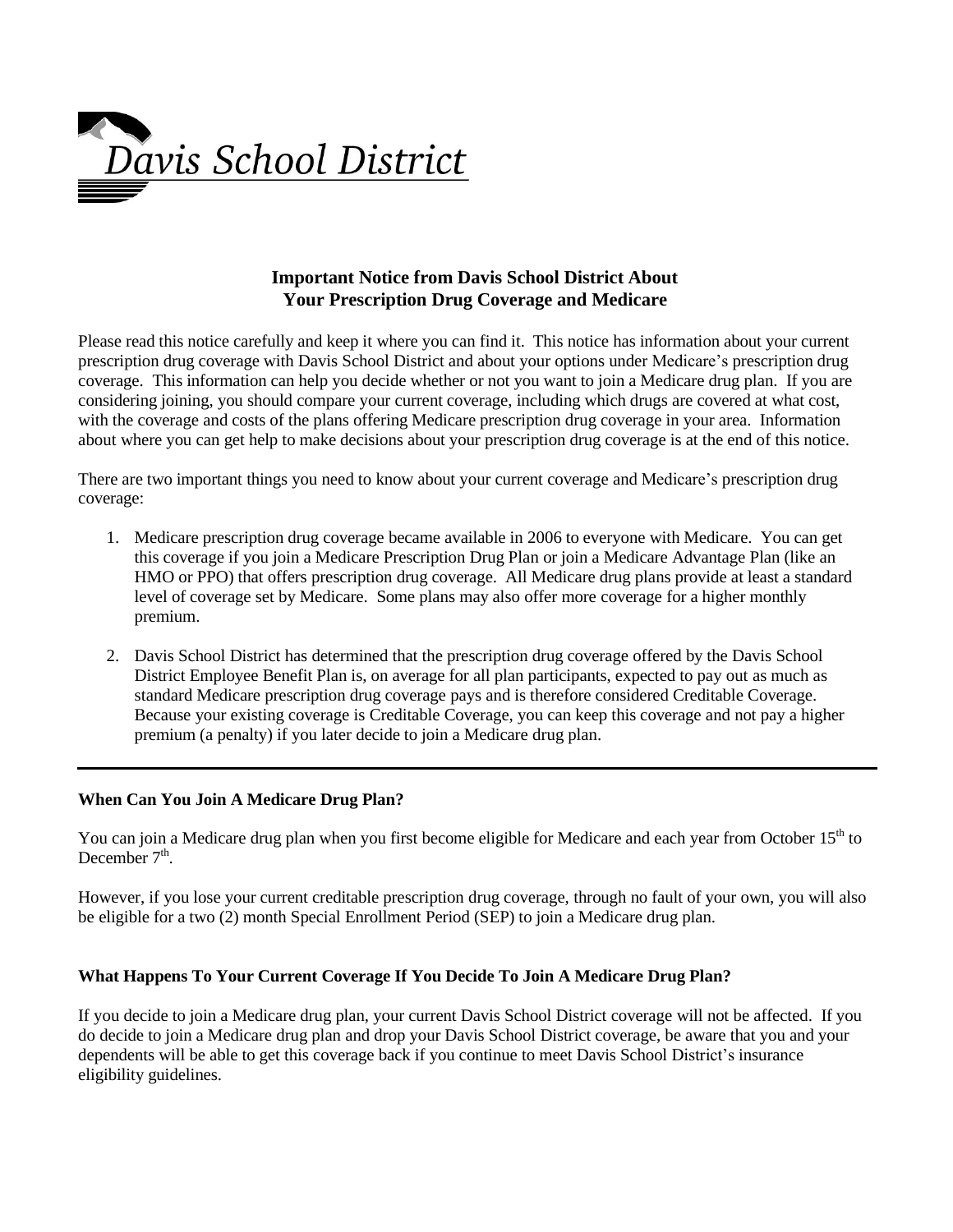# Davis School District

## Important Notice from Davis School District About Your Prescription Drug Coverage and Medicare

Please read this notice carefully and keep it where you can find it. This notice has information about your current prescription drug coverage with Davis School District and about your options under Medicare's prescription drug coverage. This information can help you decide whether or not you want to join a Medicare drug plan. If you are considering joining, you should compare your current coverage, including which drugs are covered at what cost, with the coverage and costs of the plans offering Medicare prescription drug coverage in your area. Information about where you can get help to make decisions about your prescription drug coverage is at the end of this notice.

There are two important things you need to know about your current coverage and Medicare's prescription drug coverage:

1. Medicare prescription drug coverage became available in 2006 to everyone with Medicare. You can get this coverage if you join a Medicare Prescription Drug Plan or join a Medicare Advantage Plan (like an HMO or PPO) that offers prescription drug coverage. All Medicare drug plans provide at least a standard level of coverage set by Medicare. Some plans may also offer more coverage for a higher monthly premium.

2. Davis School District has determined that the prescription drug coverage offered by the Davis School District Employee Benefit Plan is, on average for all plan participants, expected to pay out as much as standard Medicare prescription drug coverage pays and is therefore considered Creditable Coverage. Because your existing coverage is Creditable Coverage, you can keep this coverage and not pay a higher premium (a penalty) if you later decide to join a Medicare drug plan.

---

### When Can You Join A Medicare Drug Plan?

You can join a Medicare drug plan when you first become eligible for Medicare and each year from October 15th to December 7th.

However, if you lose your current creditable prescription drug coverage, through no fault of your own, you will also be eligible for a two (2) month Special Enrollment Period (SEP) to join a Medicare drug plan.

### What Happens To Your Current Coverage If You Decide To Join A Medicare Drug Plan?

If you decide to join a Medicare drug plan, your current Davis School District coverage will not be affected. If you do decide to join a Medicare drug plan and drop your Davis School District coverage, be aware that you and your dependents will be able to get this coverage back if you continue to meet Davis School District's insurance eligibility guidelines.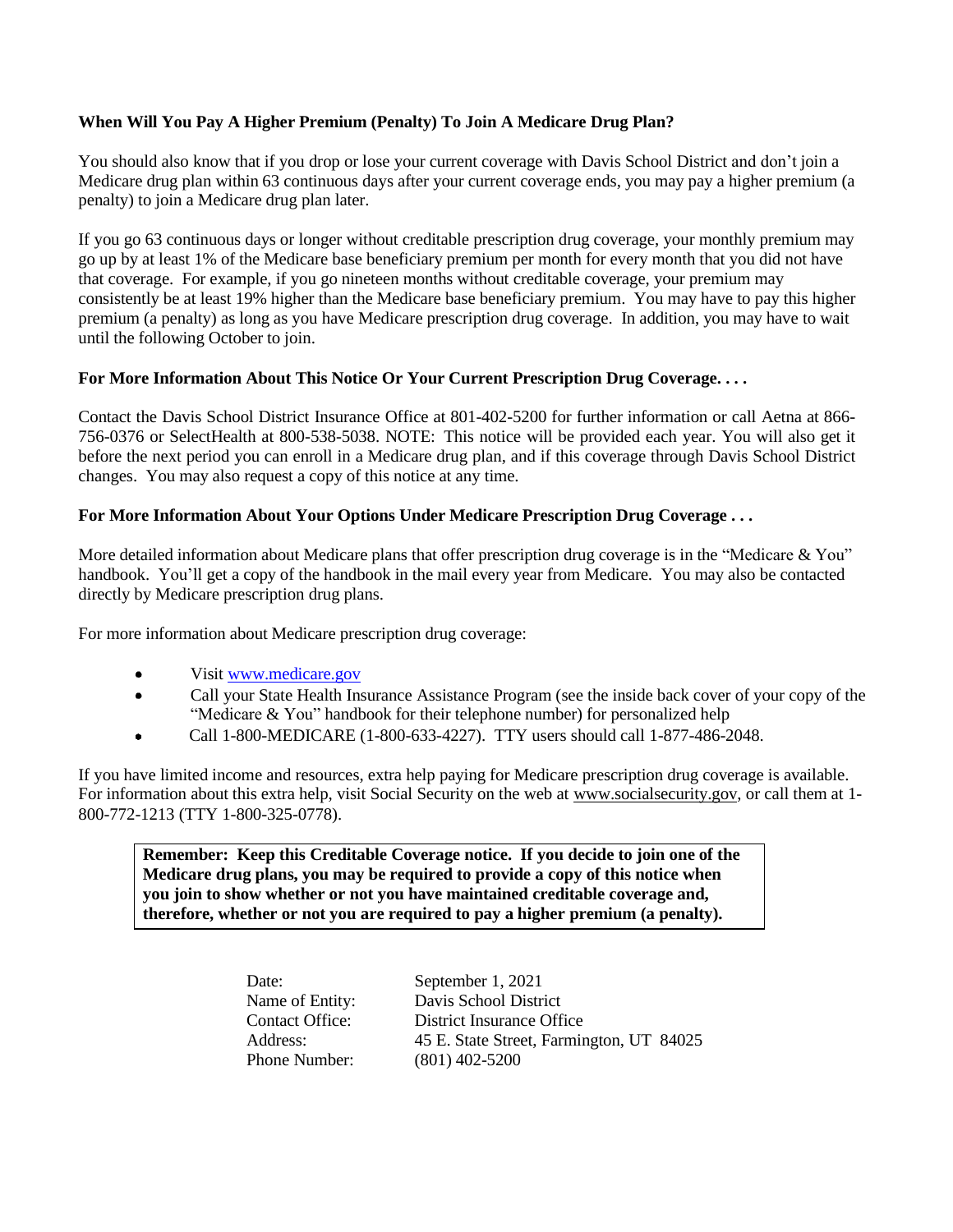**When Will You Pay A Higher Premium (Penalty) To Join A Medicare Drug Plan?**

You should also know that if you drop or lose your current coverage with Davis School District and don't join a Medicare drug plan within 63 continuous days after your current coverage ends, you may pay a higher premium (a penalty) to join a Medicare drug plan later.

If you go 63 continuous days or longer without creditable prescription drug coverage, your monthly premium may go up by at least 1% of the Medicare base beneficiary premium per month for every month that you did not have that coverage. For example, if you go nineteen months without creditable coverage, your premium may consistently be at least 19% higher than the Medicare base beneficiary premium. You may have to pay this higher premium (a penalty) as long as you have Medicare prescription drug coverage. In addition, you may have to wait until the following October to join.

**For More Information About This Notice Or Your Current Prescription Drug Coverage. . . .**

Contact the Davis School District Insurance Office at 801-402-5200 for further information or call Aetna at 866-756-0376 or SelectHealth at 800-538-5038. NOTE: This notice will be provided each year. You will also get it before the next period you can enroll in a Medicare drug plan, and if this coverage through Davis School District changes. You may also request a copy of this notice at any time.

**For More Information About Your Options Under Medicare Prescription Drug Coverage . . .**

More detailed information about Medicare plans that offer prescription drug coverage is in the "Medicare & You" handbook. You'll get a copy of the handbook in the mail every year from Medicare. You may also be contacted directly by Medicare prescription drug plans.

For more information about Medicare prescription drug coverage:

- Visit www.medicare.gov
- Call your State Health Insurance Assistance Program (see the inside back cover of your copy of the "Medicare & You" handbook for their telephone number) for personalized help
- Call 1-800-MEDICARE (1-800-633-4227). TTY users should call 1-877-486-2048.

If you have limited income and resources, extra help paying for Medicare prescription drug coverage is available. For information about this extra help, visit Social Security on the web at www.socialsecurity.gov, or call them at 1-800-772-1213 (TTY 1-800-325-0778).

**Remember: Keep this Creditable Coverage notice. If you decide to join one of the Medicare drug plans, you may be required to provide a copy of this notice when you join to show whether or not you have maintained creditable coverage and, therefore, whether or not you are required to pay a higher premium (a penalty).**

| | |
|---|---|
| Date: | September 1, 2021 |
| Name of Entity: | Davis School District |
| Contact Office: | District Insurance Office |
| Address: | 45 E. State Street, Farmington, UT 84025 |
| Phone Number: | (801) 402-5200 |